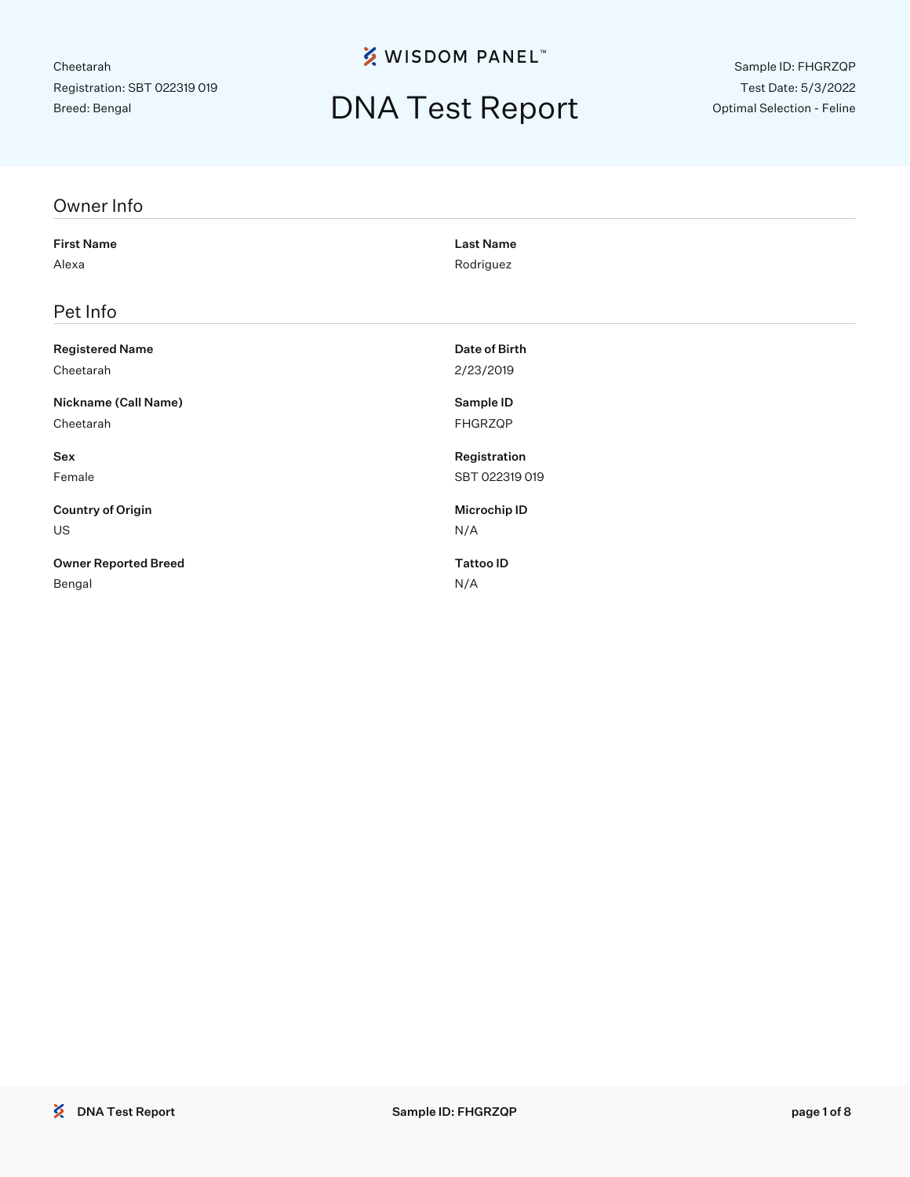Cheetarah
Registration: SBT 022319 019
Breed: Bengal

WISDOM PANEL™

# DNA Test Report

Sample ID: FHGRZQP
Test Date: 5/3/2022
Optimal Selection - Feline

## Owner Info

**First Name**
Alexa

**Last Name**
Rodriguez

## Pet Info

**Registered Name**
Cheetarah

**Date of Birth**
2/23/2019

**Nickname (Call Name)**
Cheetarah

**Sample ID**
FHGRZQP

**Sex**
Female

**Registration**
SBT 022319 019

**Country of Origin**
US

**Microchip ID**
N/A

**Owner Reported Breed**
Bengal

**Tattoo ID**
N/A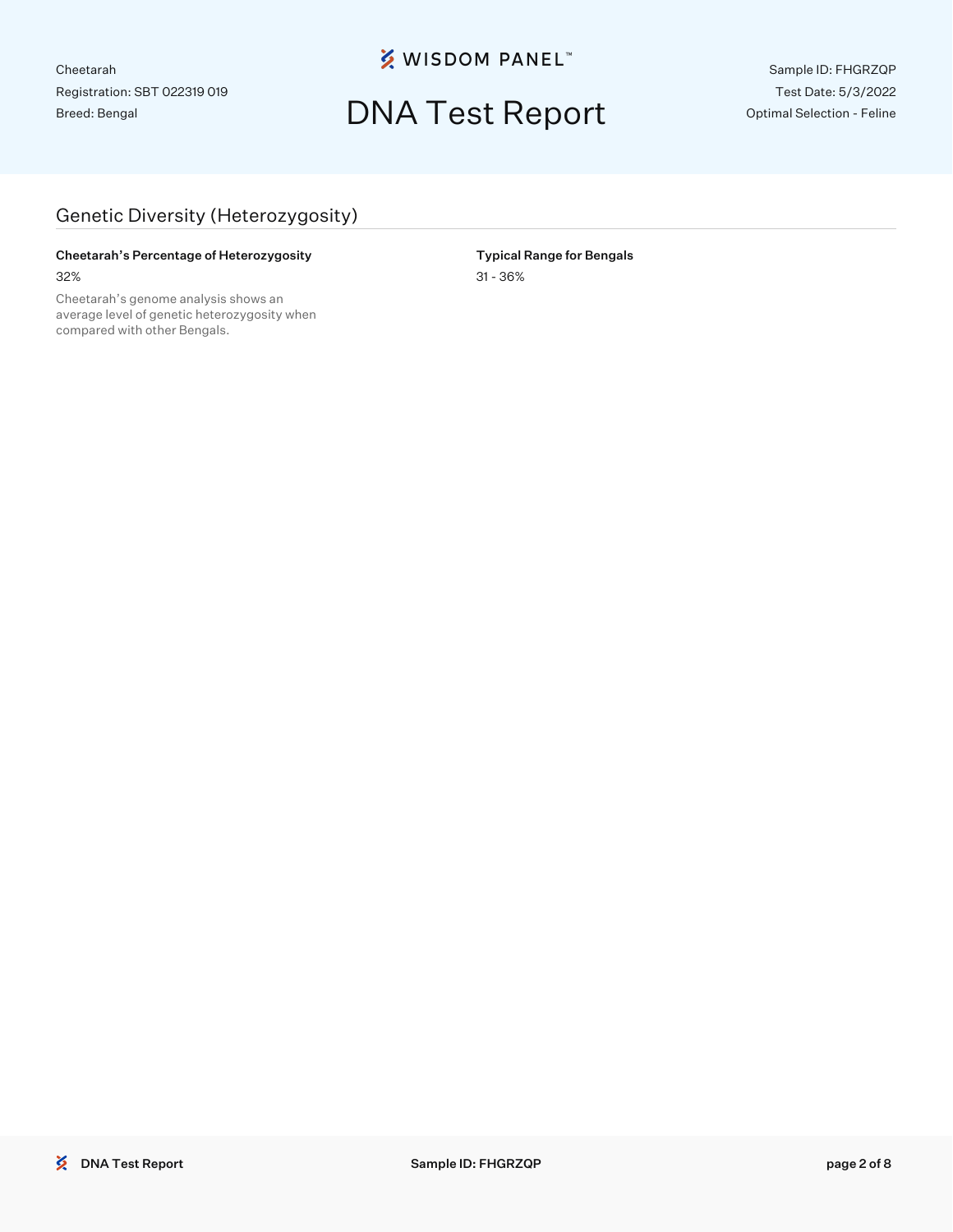Cheetarah
Registration: SBT 022319 019
Breed: Bengal

# DNA Test Report

Sample ID: FHGRZQP
Test Date: 5/3/2022
Optimal Selection - Feline

## Genetic Diversity (Heterozygosity)

**Cheetarah's Percentage of Heterozygosity**

32%

Cheetarah's genome analysis shows an average level of genetic heterozygosity when compared with other Bengals.

**Typical Range for Bengals**

31 - 36%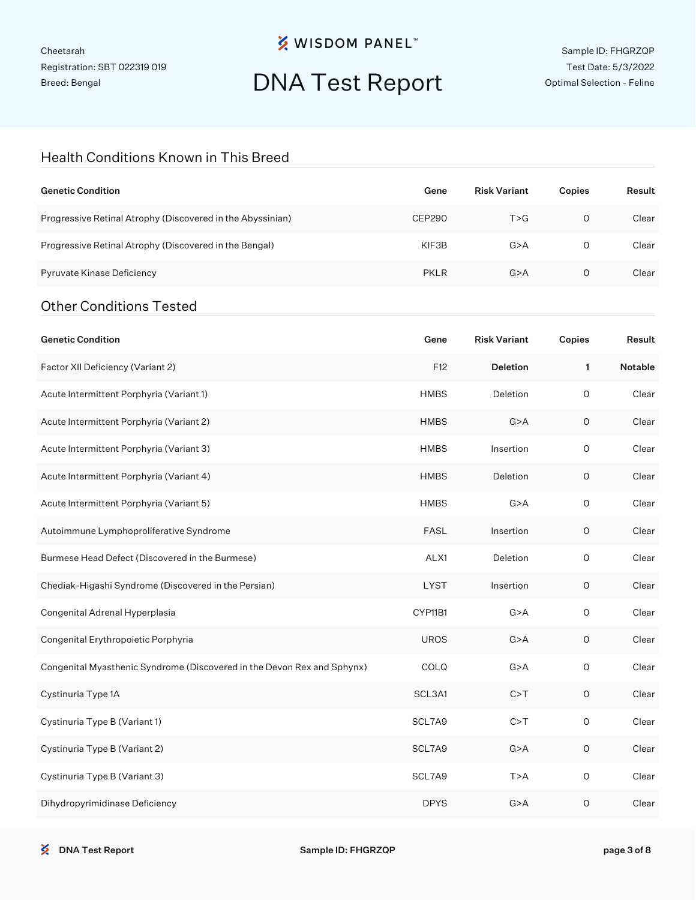Cheetarah
Registration: SBT 022319 019
Breed: Bengal

WISDOM PANEL™

# DNA Test Report

Sample ID: FHGRZQP
Test Date: 5/3/2022
Optimal Selection - Feline

## Health Conditions Known in This Breed

| Genetic Condition | Gene | Risk Variant | Copies | Result |
|---|---|---|---|---|
| Progressive Retinal Atrophy (Discovered in the Abyssinian) | CEP290 | T>G | 0 | Clear |
| Progressive Retinal Atrophy (Discovered in the Bengal) | KIF3B | G>A | 0 | Clear |
| Pyruvate Kinase Deficiency | PKLR | G>A | 0 | Clear |

## Other Conditions Tested

| Genetic Condition | Gene | Risk Variant | Copies | Result |
|---|---|---|---|---|
| Factor XII Deficiency (Variant 2) | F12 | **Deletion** | **1** | **Notable** |
| Acute Intermittent Porphyria (Variant 1) | HMBS | Deletion | 0 | Clear |
| Acute Intermittent Porphyria (Variant 2) | HMBS | G>A | 0 | Clear |
| Acute Intermittent Porphyria (Variant 3) | HMBS | Insertion | 0 | Clear |
| Acute Intermittent Porphyria (Variant 4) | HMBS | Deletion | 0 | Clear |
| Acute Intermittent Porphyria (Variant 5) | HMBS | G>A | 0 | Clear |
| Autoimmune Lymphoproliferative Syndrome | FASL | Insertion | 0 | Clear |
| Burmese Head Defect (Discovered in the Burmese) | ALX1 | Deletion | 0 | Clear |
| Chediak-Higashi Syndrome (Discovered in the Persian) | LYST | Insertion | 0 | Clear |
| Congenital Adrenal Hyperplasia | CYP11B1 | G>A | 0 | Clear |
| Congenital Erythropoietic Porphyria | UROS | G>A | 0 | Clear |
| Congenital Myasthenic Syndrome (Discovered in the Devon Rex and Sphynx) | COLQ | G>A | 0 | Clear |
| Cystinuria Type 1A | SCL3A1 | C>T | 0 | Clear |
| Cystinuria Type B (Variant 1) | SCL7A9 | C>T | 0 | Clear |
| Cystinuria Type B (Variant 2) | SCL7A9 | G>A | 0 | Clear |
| Cystinuria Type B (Variant 3) | SCL7A9 | T>A | 0 | Clear |
| Dihydropyrimidinase Deficiency | DPYS | G>A | 0 | Clear |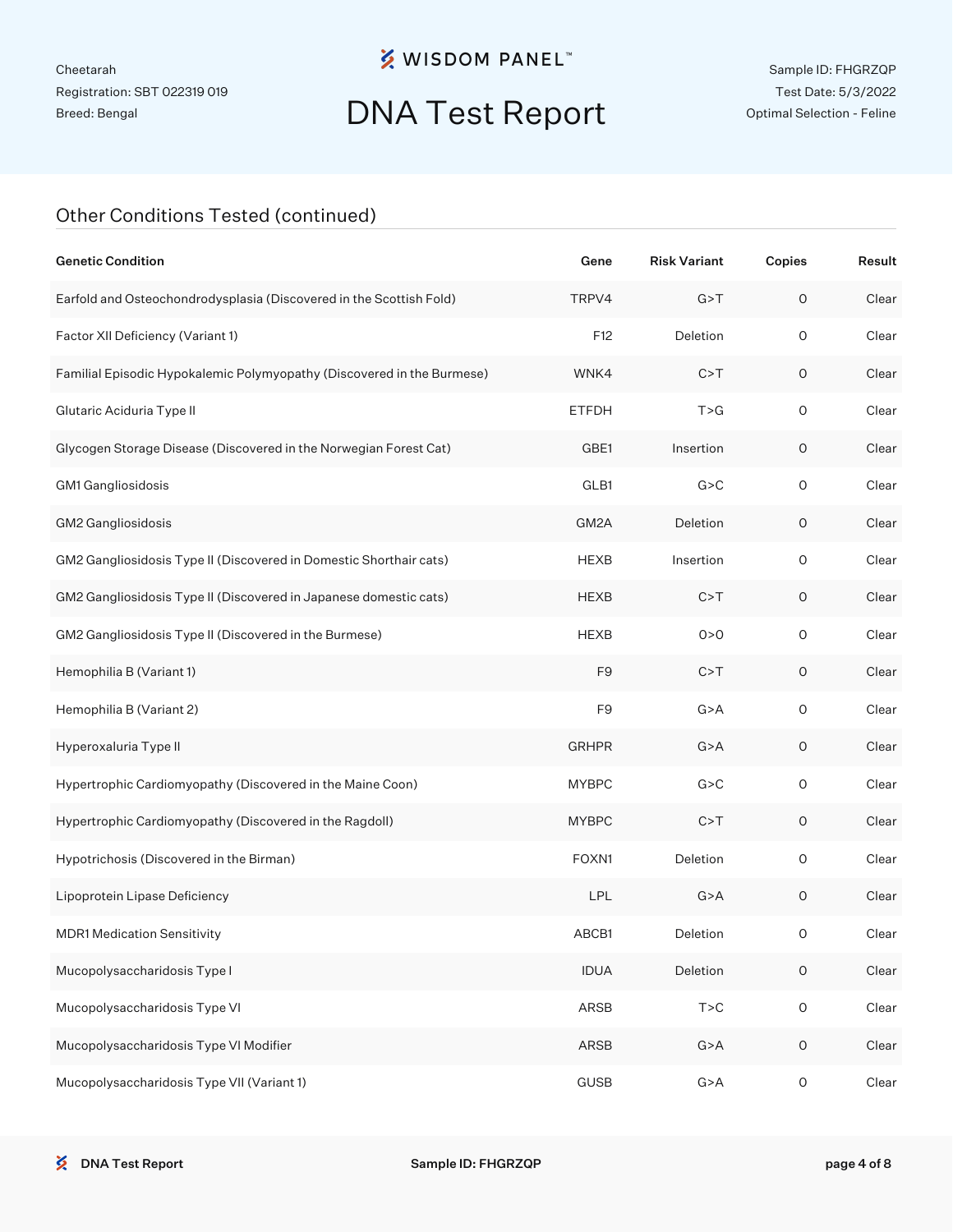Cheetarah
Registration: SBT 022319 019
Breed: Bengal

# WISDOM PANEL™ DNA Test Report

Sample ID: FHGRZQP
Test Date: 5/3/2022
Optimal Selection - Feline

## Other Conditions Tested (continued)

| Genetic Condition | Gene | Risk Variant | Copies | Result |
|---|---|---|---|---|
| Earfold and Osteochondrodysplasia (Discovered in the Scottish Fold) | TRPV4 | G>T | 0 | Clear |
| Factor XII Deficiency (Variant 1) | F12 | Deletion | 0 | Clear |
| Familial Episodic Hypokalemic Polymyopathy (Discovered in the Burmese) | WNK4 | C>T | 0 | Clear |
| Glutaric Aciduria Type II | ETFDH | T>G | 0 | Clear |
| Glycogen Storage Disease (Discovered in the Norwegian Forest Cat) | GBE1 | Insertion | 0 | Clear |
| GM1 Gangliosidosis | GLB1 | G>C | 0 | Clear |
| GM2 Gangliosidosis | GM2A | Deletion | 0 | Clear |
| GM2 Gangliosidosis Type II (Discovered in Domestic Shorthair cats) | HEXB | Insertion | 0 | Clear |
| GM2 Gangliosidosis Type II (Discovered in Japanese domestic cats) | HEXB | C>T | 0 | Clear |
| GM2 Gangliosidosis Type II (Discovered in the Burmese) | HEXB | 0>0 | 0 | Clear |
| Hemophilia B (Variant 1) | F9 | C>T | 0 | Clear |
| Hemophilia B (Variant 2) | F9 | G>A | 0 | Clear |
| Hyperoxaluria Type II | GRHPR | G>A | 0 | Clear |
| Hypertrophic Cardiomyopathy (Discovered in the Maine Coon) | MYBPC | G>C | 0 | Clear |
| Hypertrophic Cardiomyopathy (Discovered in the Ragdoll) | MYBPC | C>T | 0 | Clear |
| Hypotrichosis (Discovered in the Birman) | FOXN1 | Deletion | 0 | Clear |
| Lipoprotein Lipase Deficiency | LPL | G>A | 0 | Clear |
| MDR1 Medication Sensitivity | ABCB1 | Deletion | 0 | Clear |
| Mucopolysaccharidosis Type I | IDUA | Deletion | 0 | Clear |
| Mucopolysaccharidosis Type VI | ARSB | T>C | 0 | Clear |
| Mucopolysaccharidosis Type VI Modifier | ARSB | G>A | 0 | Clear |
| Mucopolysaccharidosis Type VII (Variant 1) | GUSB | G>A | 0 | Clear |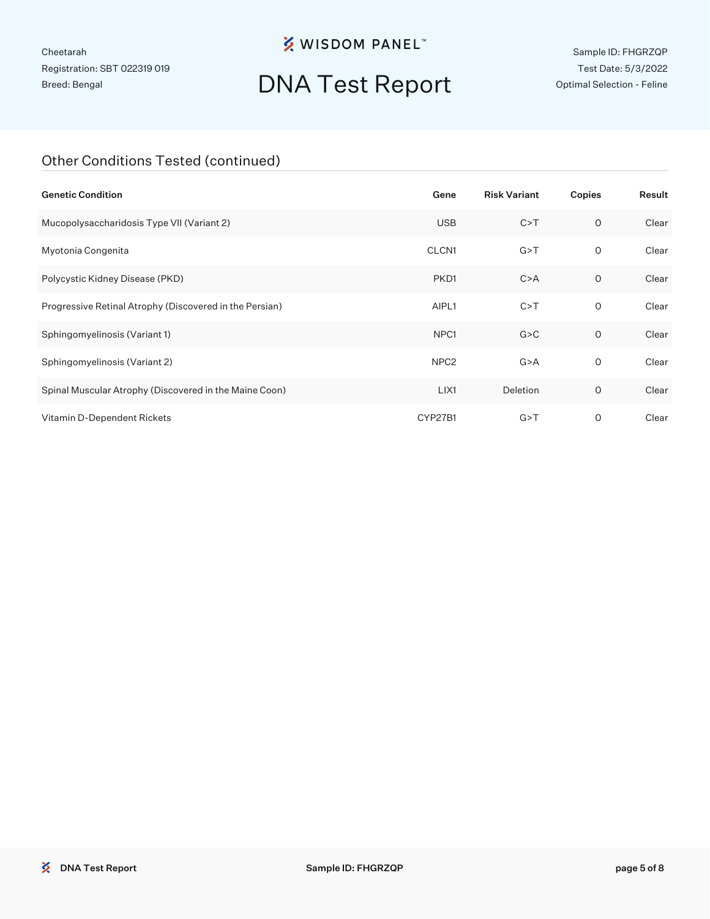## Other Conditions Tested (continued)

| Genetic Condition | Gene | Risk Variant | Copies | Result |
|---|---|---|---|---|
| Mucopolysaccharidosis Type VII (Variant 2) | USB | C>T | 0 | Clear |
| Myotonia Congenita | CLCN1 | G>T | 0 | Clear |
| Polycystic Kidney Disease (PKD) | PKD1 | C>A | 0 | Clear |
| Progressive Retinal Atrophy (Discovered in the Persian) | AIPL1 | C>T | 0 | Clear |
| Sphingomyelinosis (Variant 1) | NPC1 | G>C | 0 | Clear |
| Sphingomyelinosis (Variant 2) | NPC2 | G>A | 0 | Clear |
| Spinal Muscular Atrophy (Discovered in the Maine Coon) | LIX1 | Deletion | 0 | Clear |
| Vitamin D-Dependent Rickets | CYP27B1 | G>T | 0 | Clear |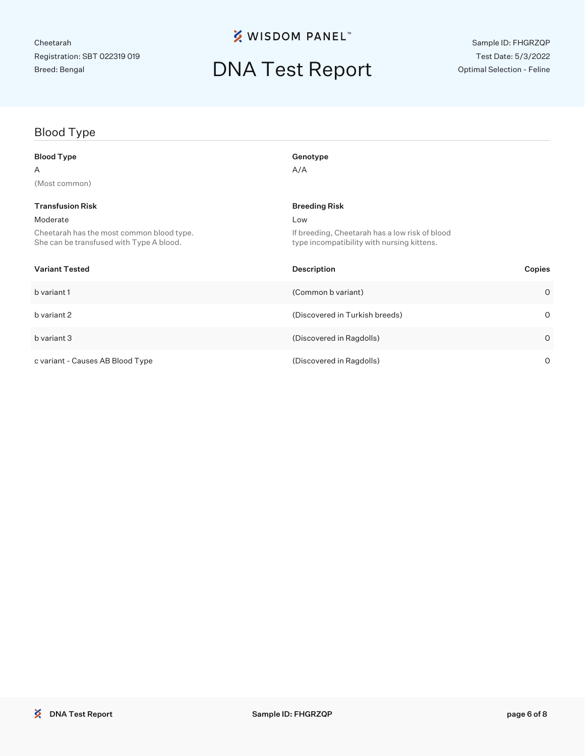## Blood Type

**Blood Type**
A
(Most common)

**Genotype**
A/A

**Transfusion Risk**
Moderate
Cheetarah has the most common blood type. She can be transfused with Type A blood.

**Breeding Risk**
Low
If breeding, Cheetarah has a low risk of blood type incompatibility with nursing kittens.

| Variant Tested | Description | Copies |
|---|---|---|
| b variant 1 | (Common b variant) | 0 |
| b variant 2 | (Discovered in Turkish breeds) | 0 |
| b variant 3 | (Discovered in Ragdolls) | 0 |
| c variant - Causes AB Blood Type | (Discovered in Ragdolls) | 0 |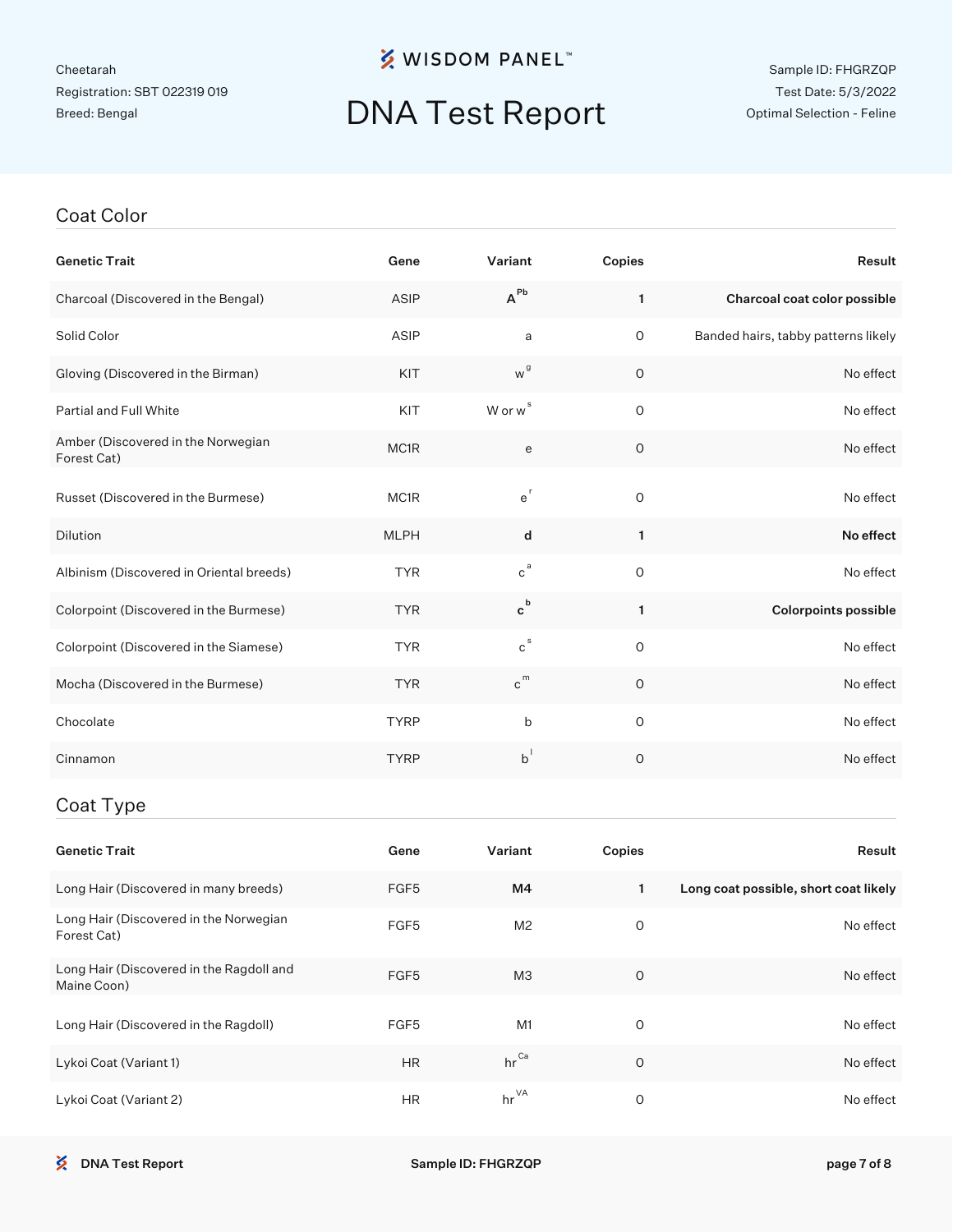Cheetarah
Registration: SBT 022319 019
Breed: Bengal

# DNA Test Report

Sample ID: FHGRZQP
Test Date: 5/3/2022
Optimal Selection - Feline

## Coat Color

| Genetic Trait | Gene | Variant | Copies | Result |
|---|---|---|---|---|
| Charcoal (Discovered in the Bengal) | ASIP | **$A^{Pb}$** | **1** | **Charcoal coat color possible** |
| Solid Color | ASIP | a | 0 | Banded hairs, tabby patterns likely |
| Gloving (Discovered in the Birman) | KIT | $w^{g}$ | 0 | No effect |
| Partial and Full White | KIT | W or $w^{s}$ | 0 | No effect |
| Amber (Discovered in the Norwegian Forest Cat) | MC1R | e | 0 | No effect |
| Russet (Discovered in the Burmese) | MC1R | $e^{r}$ | 0 | No effect |
| Dilution | MLPH | **d** | **1** | **No effect** |
| Albinism (Discovered in Oriental breeds) | TYR | $c^{a}$ | 0 | No effect |
| Colorpoint (Discovered in the Burmese) | TYR | **$c^{b}$** | **1** | **Colorpoints possible** |
| Colorpoint (Discovered in the Siamese) | TYR | $c^{s}$ | 0 | No effect |
| Mocha (Discovered in the Burmese) | TYR | $c^{m}$ | 0 | No effect |
| Chocolate | TYRP | b | 0 | No effect |
| Cinnamon | TYRP | $b^{l}$ | 0 | No effect |

## Coat Type

| Genetic Trait | Gene | Variant | Copies | Result |
|---|---|---|---|---|
| Long Hair (Discovered in many breeds) | FGF5 | **M4** | **1** | **Long coat possible, short coat likely** |
| Long Hair (Discovered in the Norwegian Forest Cat) | FGF5 | M2 | 0 | No effect |
| Long Hair (Discovered in the Ragdoll and Maine Coon) | FGF5 | M3 | 0 | No effect |
| Long Hair (Discovered in the Ragdoll) | FGF5 | M1 | 0 | No effect |
| Lykoi Coat (Variant 1) | HR | $hr^{Ca}$ | 0 | No effect |
| Lykoi Coat (Variant 2) | HR | $hr^{VA}$ | 0 | No effect |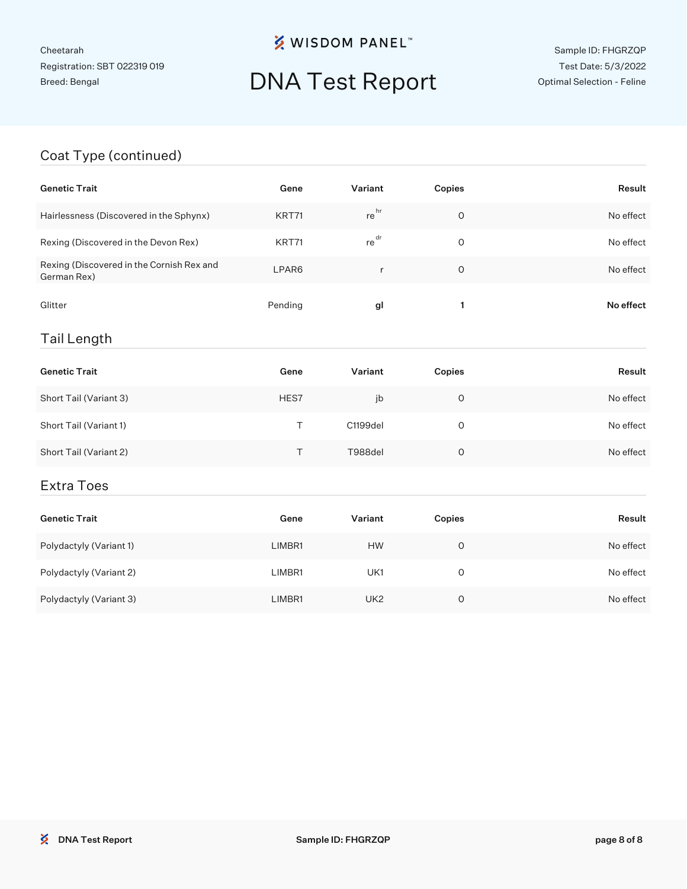Cheetarah
Registration: SBT 022319 019
Breed: Bengal

WISDOM PANEL™

# DNA Test Report

Sample ID: FHGRZQP
Test Date: 5/3/2022
Optimal Selection - Feline

## Coat Type (continued)

| Genetic Trait | Gene | Variant | Copies | Result |
|---|---|---|---|---|
| Hairlessness (Discovered in the Sphynx) | KRT71 | $re^{hr}$ | 0 | No effect |
| Rexing (Discovered in the Devon Rex) | KRT71 | $re^{dr}$ | 0 | No effect |
| Rexing (Discovered in the Cornish Rex and German Rex) | LPAR6 | r | 0 | No effect |
| Glitter | Pending | **gl** | **1** | **No effect** |

## Tail Length

| Genetic Trait | Gene | Variant | Copies | Result |
|---|---|---|---|---|
| Short Tail (Variant 3) | HES7 | jb | 0 | No effect |
| Short Tail (Variant 1) | T | C1199del | 0 | No effect |
| Short Tail (Variant 2) | T | T988del | 0 | No effect |

## Extra Toes

| Genetic Trait | Gene | Variant | Copies | Result |
|---|---|---|---|---|
| Polydactyly (Variant 1) | LIMBR1 | HW | 0 | No effect |
| Polydactyly (Variant 2) | LIMBR1 | UK1 | 0 | No effect |
| Polydactyly (Variant 3) | LIMBR1 | UK2 | 0 | No effect |